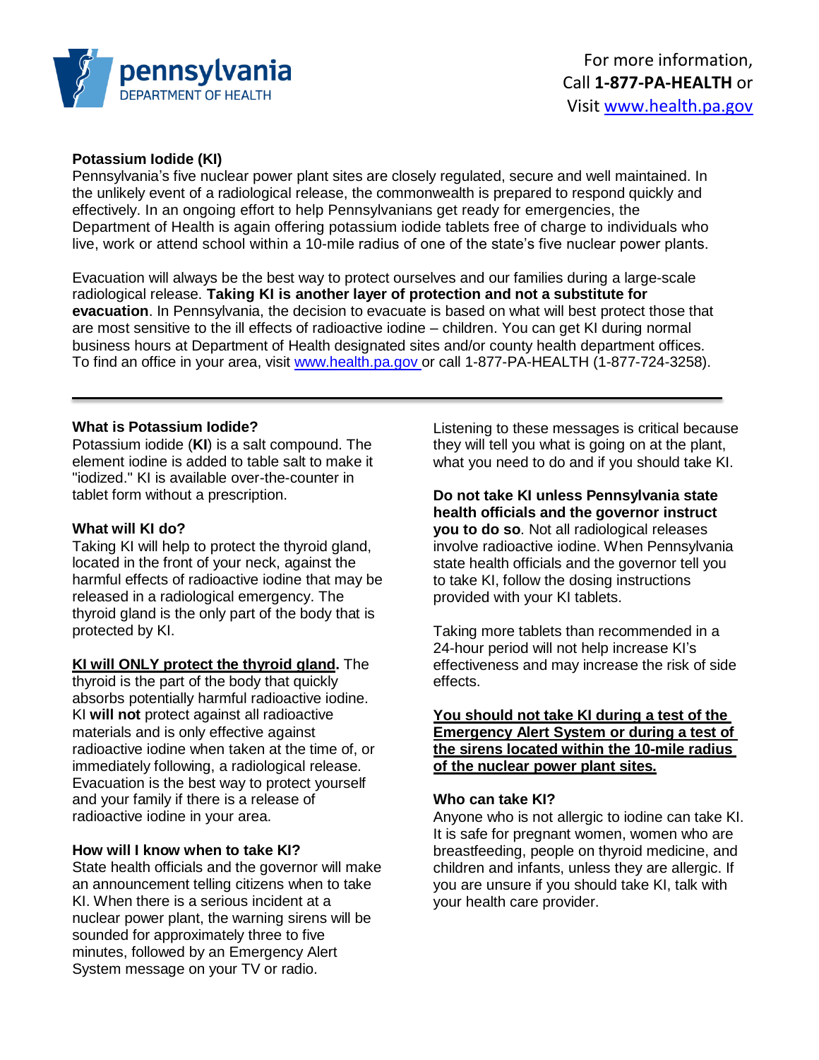pennsylvania
DEPARTMENT OF HEALTH

For more information,
Call **1-877-PA-HEALTH** or
Visit www.health.pa.gov

## Potassium Iodide (KI)

Pennsylvania's five nuclear power plant sites are closely regulated, secure and well maintained. In the unlikely event of a radiological release, the commonwealth is prepared to respond quickly and effectively. In an ongoing effort to help Pennsylvanians get ready for emergencies, the Department of Health is again offering potassium iodide tablets free of charge to individuals who live, work or attend school within a 10-mile radius of one of the state's five nuclear power plants.

Evacuation will always be the best way to protect ourselves and our families during a large-scale radiological release. **Taking KI is another layer of protection and not a substitute for evacuation**. In Pennsylvania, the decision to evacuate is based on what will best protect those that are most sensitive to the ill effects of radioactive iodine – children. You can get KI during normal business hours at Department of Health designated sites and/or county health department offices. To find an office in your area, visit www.health.pa.gov or call 1-877-PA-HEALTH (1-877-724-3258).

---

### What is Potassium Iodide?

Potassium iodide (**KI**) is a salt compound. The element iodine is added to table salt to make it "iodized." KI is available over-the-counter in tablet form without a prescription.

### What will KI do?

Taking KI will help to protect the thyroid gland, located in the front of your neck, against the harmful effects of radioactive iodine that may be released in a radiological emergency. The thyroid gland is the only part of the body that is protected by KI.

<u>**KI will ONLY protect the thyroid gland.**</u> The thyroid is the part of the body that quickly absorbs potentially harmful radioactive iodine. KI **will not** protect against all radioactive materials and is only effective against radioactive iodine when taken at the time of, or immediately following, a radiological release. Evacuation is the best way to protect yourself and your family if there is a release of radioactive iodine in your area.

### How will I know when to take KI?

State health officials and the governor will make an announcement telling citizens when to take KI. When there is a serious incident at a nuclear power plant, the warning sirens will be sounded for approximately three to five minutes, followed by an Emergency Alert System message on your TV or radio.

Listening to these messages is critical because they will tell you what is going on at the plant, what you need to do and if you should take KI.

**Do not take KI unless Pennsylvania state health officials and the governor instruct you to do so**. Not all radiological releases involve radioactive iodine. When Pennsylvania state health officials and the governor tell you to take KI, follow the dosing instructions provided with your KI tablets.

Taking more tablets than recommended in a 24-hour period will not help increase KI's effectiveness and may increase the risk of side effects.

<u>**You should not take KI during a test of the Emergency Alert System or during a test of the sirens located within the 10-mile radius of the nuclear power plant sites.**</u>

### Who can take KI?

Anyone who is not allergic to iodine can take KI. It is safe for pregnant women, women who are breastfeeding, people on thyroid medicine, and children and infants, unless they are allergic. If you are unsure if you should take KI, talk with your health care provider.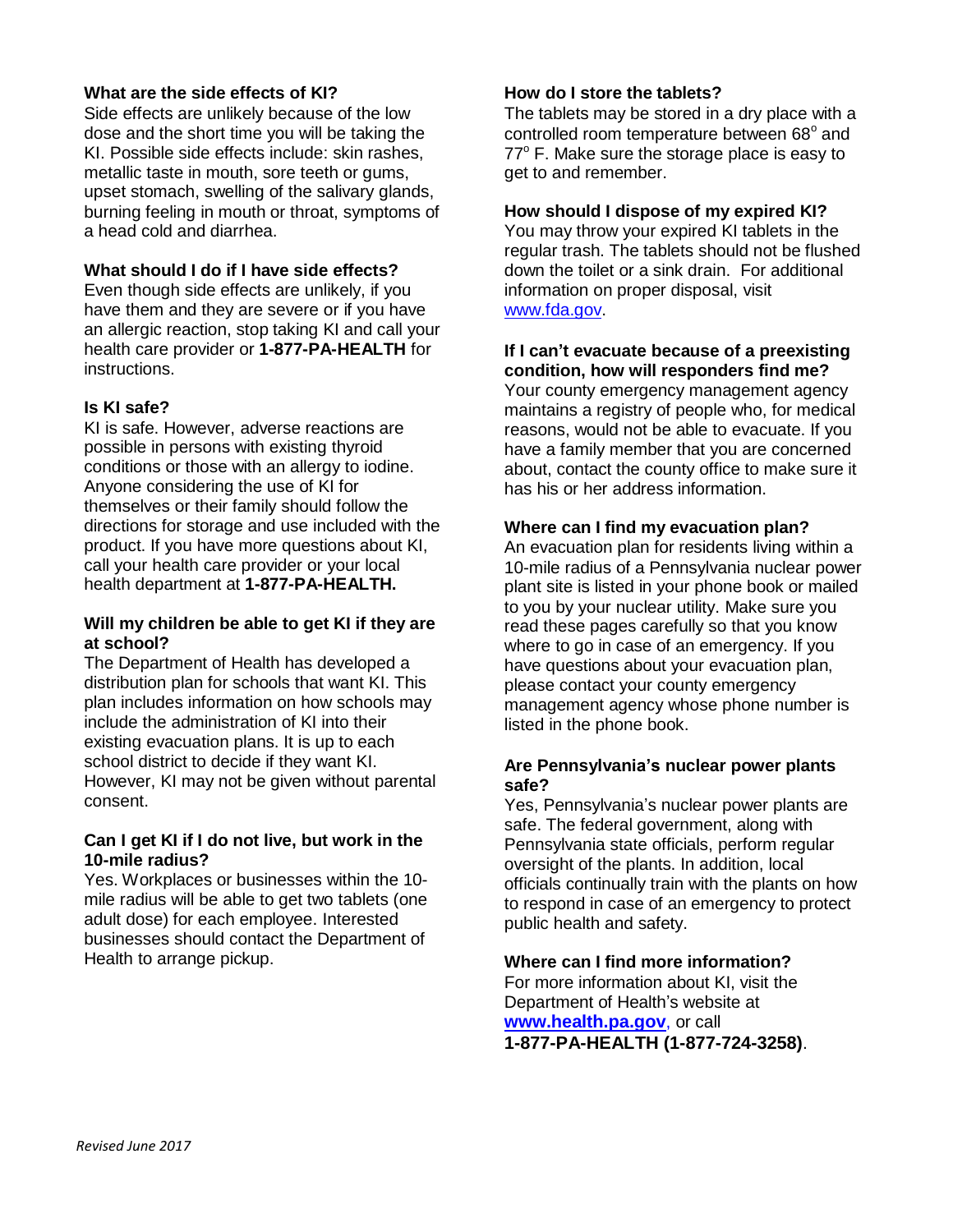### What are the side effects of KI?

Side effects are unlikely because of the low dose and the short time you will be taking the KI. Possible side effects include: skin rashes, metallic taste in mouth, sore teeth or gums, upset stomach, swelling of the salivary glands, burning feeling in mouth or throat, symptoms of a head cold and diarrhea.

### What should I do if I have side effects?

Even though side effects are unlikely, if you have them and they are severe or if you have an allergic reaction, stop taking KI and call your health care provider or **1-877-PA-HEALTH** for instructions.

### Is KI safe?

KI is safe. However, adverse reactions are possible in persons with existing thyroid conditions or those with an allergy to iodine. Anyone considering the use of KI for themselves or their family should follow the directions for storage and use included with the product. If you have more questions about KI, call your health care provider or your local health department at **1-877-PA-HEALTH.**

### Will my children be able to get KI if they are at school?

The Department of Health has developed a distribution plan for schools that want KI. This plan includes information on how schools may include the administration of KI into their existing evacuation plans. It is up to each school district to decide if they want KI. However, KI may not be given without parental consent.

### Can I get KI if I do not live, but work in the 10-mile radius?

Yes. Workplaces or businesses within the 10-mile radius will be able to get two tablets (one adult dose) for each employee. Interested businesses should contact the Department of Health to arrange pickup.

### How do I store the tablets?

The tablets may be stored in a dry place with a controlled room temperature between 68$^{o}$ and 77$^{o}$ F. Make sure the storage place is easy to get to and remember.

### How should I dispose of my expired KI?

You may throw your expired KI tablets in the regular trash. The tablets should not be flushed down the toilet or a sink drain. For additional information on proper disposal, visit www.fda.gov.

### If I can't evacuate because of a preexisting condition, how will responders find me?

Your county emergency management agency maintains a registry of people who, for medical reasons, would not be able to evacuate. If you have a family member that you are concerned about, contact the county office to make sure it has his or her address information.

### Where can I find my evacuation plan?

An evacuation plan for residents living within a 10-mile radius of a Pennsylvania nuclear power plant site is listed in your phone book or mailed to you by your nuclear utility. Make sure you read these pages carefully so that you know where to go in case of an emergency. If you have questions about your evacuation plan, please contact your county emergency management agency whose phone number is listed in the phone book.

### Are Pennsylvania's nuclear power plants safe?

Yes, Pennsylvania's nuclear power plants are safe. The federal government, along with Pennsylvania state officials, perform regular oversight of the plants. In addition, local officials continually train with the plants on how to respond in case of an emergency to protect public health and safety.

### Where can I find more information?

For more information about KI, visit the Department of Health's website at **www.health.pa.gov**, or call **1-877-PA-HEALTH (1-877-724-3258)**.

*Revised June 2017*